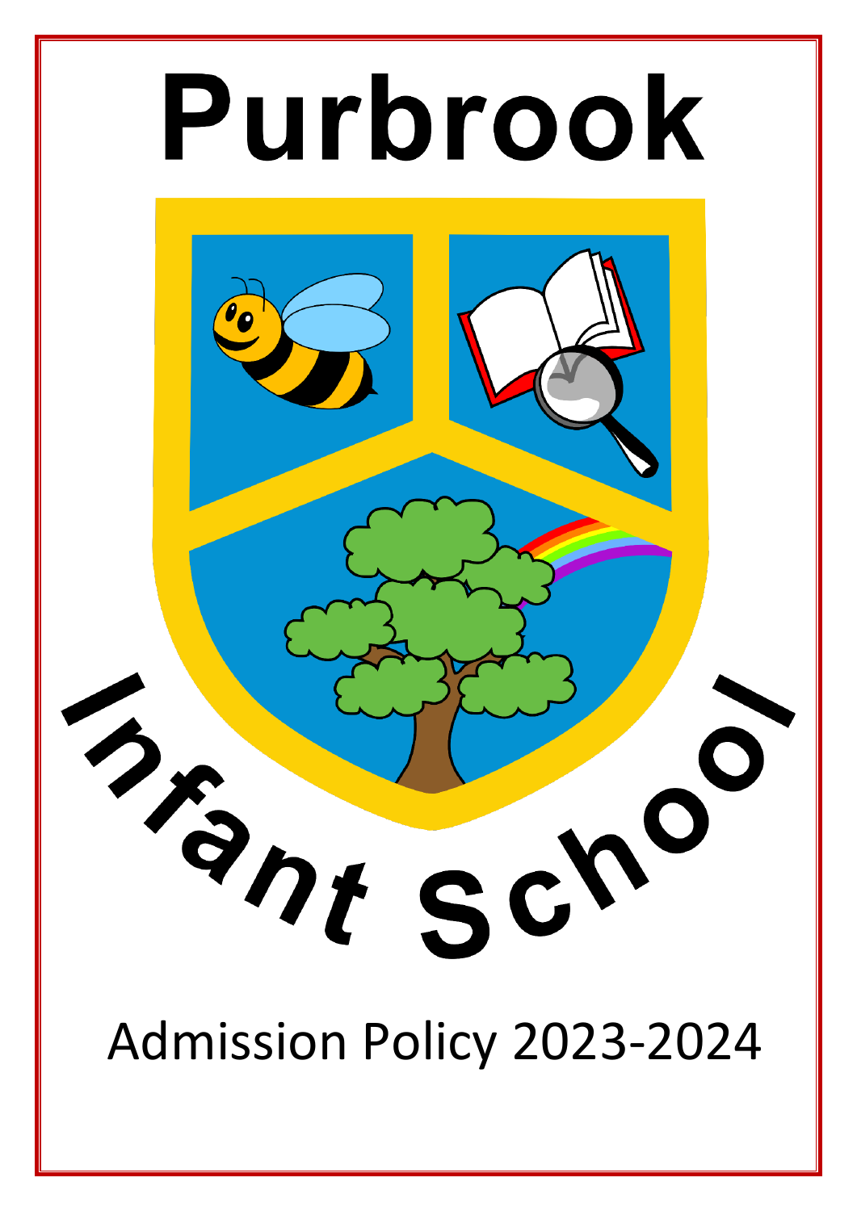# Purbrook

## Infant School

Admission Policy 2023-2024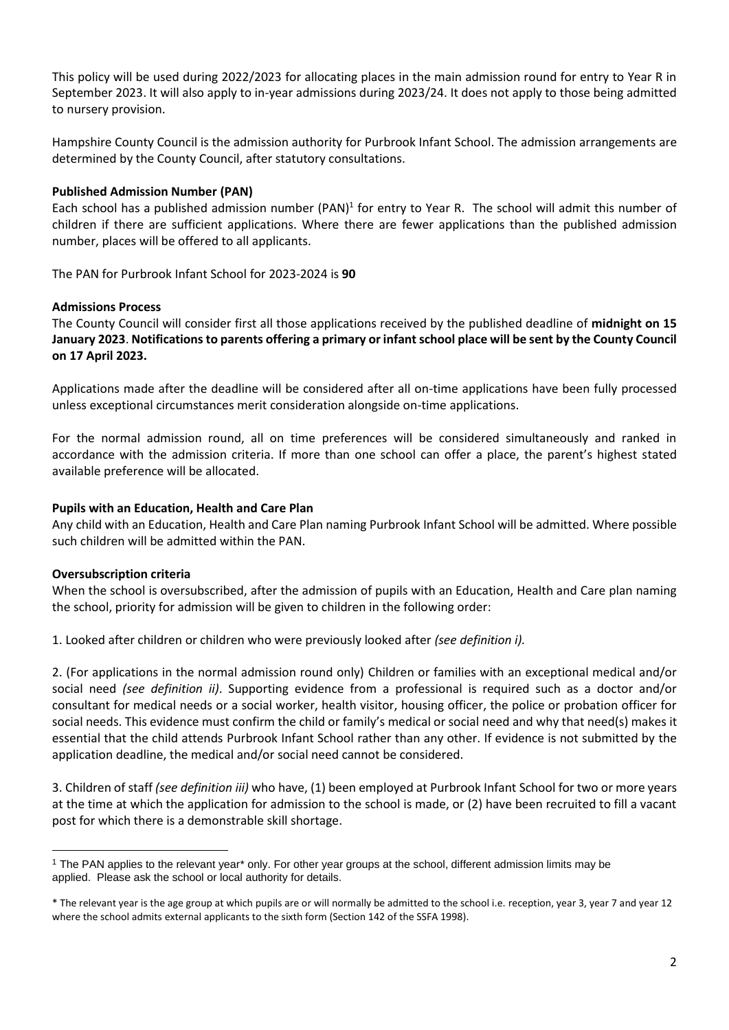This policy will be used during 2022/2023 for allocating places in the main admission round for entry to Year R in September 2023. It will also apply to in-year admissions during 2023/24. It does not apply to those being admitted to nursery provision.

Hampshire County Council is the admission authority for Purbrook Infant School. The admission arrangements are determined by the County Council, after statutory consultations.

**Published Admission Number (PAN)**

Each school has a published admission number (PAN)[1] for entry to Year R. The school will admit this number of children if there are sufficient applications. Where there are fewer applications than the published admission number, places will be offered to all applicants.

The PAN for Purbrook Infant School for 2023-2024 is **90**

**Admissions Process**

The County Council will consider first all those applications received by the published deadline of **midnight on 15 January 2023**. **Notifications to parents offering a primary or infant school place will be sent by the County Council on 17 April 2023.**

Applications made after the deadline will be considered after all on-time applications have been fully processed unless exceptional circumstances merit consideration alongside on-time applications.

For the normal admission round, all on time preferences will be considered simultaneously and ranked in accordance with the admission criteria. If more than one school can offer a place, the parent's highest stated available preference will be allocated.

**Pupils with an Education, Health and Care Plan**

Any child with an Education, Health and Care Plan naming Purbrook Infant School will be admitted. Where possible such children will be admitted within the PAN.

**Oversubscription criteria**

When the school is oversubscribed, after the admission of pupils with an Education, Health and Care plan naming the school, priority for admission will be given to children in the following order:

1. Looked after children or children who were previously looked after *(see definition i).*

2. (For applications in the normal admission round only) Children or families with an exceptional medical and/or social need *(see definition ii)*. Supporting evidence from a professional is required such as a doctor and/or consultant for medical needs or a social worker, health visitor, housing officer, the police or probation officer for social needs. This evidence must confirm the child or family's medical or social need and why that need(s) makes it essential that the child attends Purbrook Infant School rather than any other. If evidence is not submitted by the application deadline, the medical and/or social need cannot be considered.

3. Children of staff *(see definition iii)* who have, (1) been employed at Purbrook Infant School for two or more years at the time at which the application for admission to the school is made, or (2) have been recruited to fill a vacant post for which there is a demonstrable skill shortage.

---

[1] The PAN applies to the relevant year* only. For other year groups at the school, different admission limits may be applied. Please ask the school or local authority for details.

* The relevant year is the age group at which pupils are or will normally be admitted to the school i.e. reception, year 3, year 7 and year 12 where the school admits external applicants to the sixth form (Section 142 of the SSFA 1998).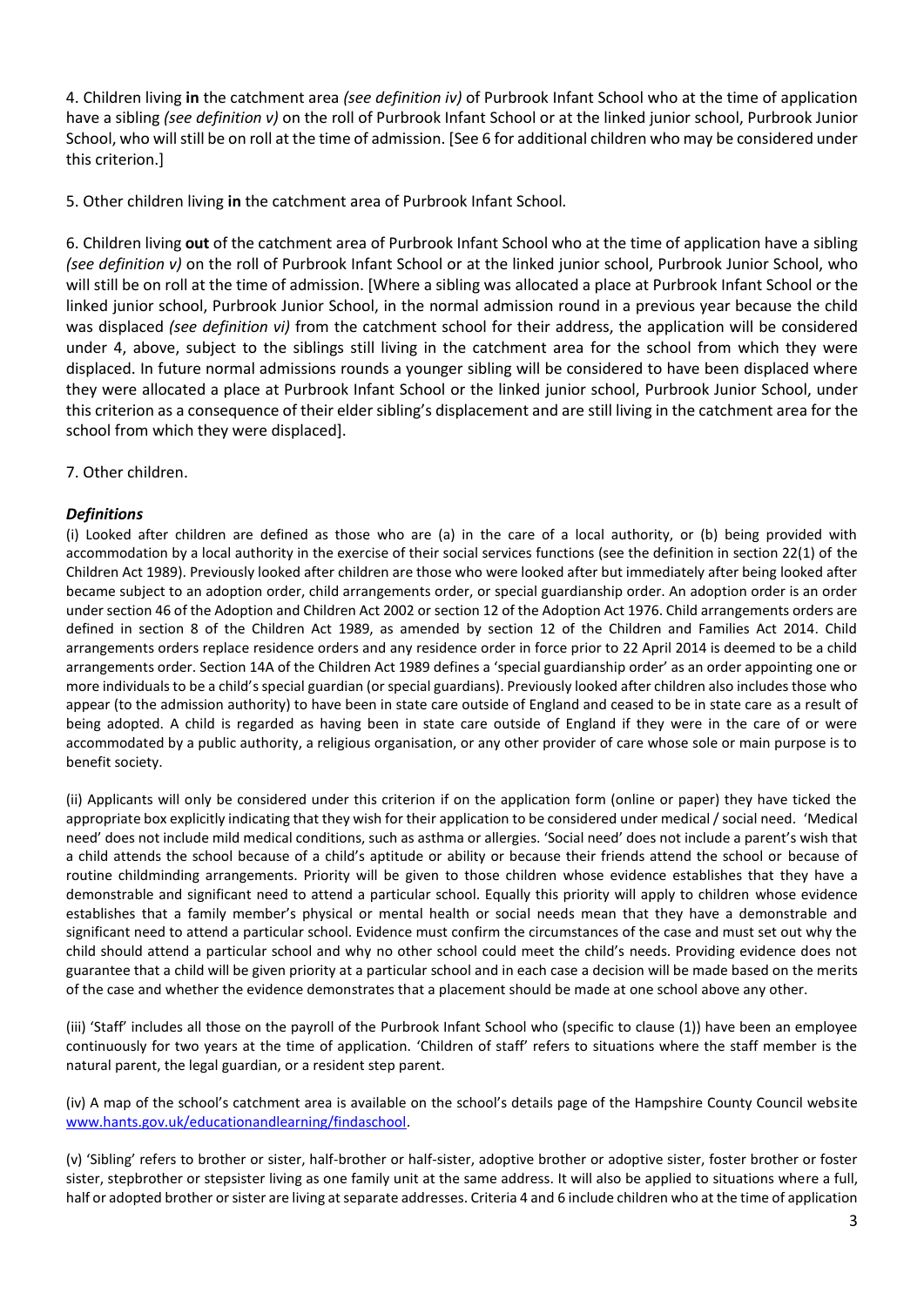4. Children living **in** the catchment area *(see definition iv)* of Purbrook Infant School who at the time of application have a sibling *(see definition v)* on the roll of Purbrook Infant School or at the linked junior school, Purbrook Junior School, who will still be on roll at the time of admission. [See 6 for additional children who may be considered under this criterion.]

5. Other children living **in** the catchment area of Purbrook Infant School.

6. Children living **out** of the catchment area of Purbrook Infant School who at the time of application have a sibling *(see definition v)* on the roll of Purbrook Infant School or at the linked junior school, Purbrook Junior School, who will still be on roll at the time of admission. [Where a sibling was allocated a place at Purbrook Infant School or the linked junior school, Purbrook Junior School, in the normal admission round in a previous year because the child was displaced *(see definition vi)* from the catchment school for their address, the application will be considered under 4, above, subject to the siblings still living in the catchment area for the school from which they were displaced. In future normal admissions rounds a younger sibling will be considered to have been displaced where they were allocated a place at Purbrook Infant School or the linked junior school, Purbrook Junior School, under this criterion as a consequence of their elder sibling's displacement and are still living in the catchment area for the school from which they were displaced].

7. Other children.

### *Definitions*

(i) Looked after children are defined as those who are (a) in the care of a local authority, or (b) being provided with accommodation by a local authority in the exercise of their social services functions (see the definition in section 22(1) of the Children Act 1989). Previously looked after children are those who were looked after but immediately after being looked after became subject to an adoption order, child arrangements order, or special guardianship order. An adoption order is an order under section 46 of the Adoption and Children Act 2002 or section 12 of the Adoption Act 1976. Child arrangements orders are defined in section 8 of the Children Act 1989, as amended by section 12 of the Children and Families Act 2014. Child arrangements orders replace residence orders and any residence order in force prior to 22 April 2014 is deemed to be a child arrangements order. Section 14A of the Children Act 1989 defines a 'special guardianship order' as an order appointing one or more individuals to be a child's special guardian (or special guardians). Previously looked after children also includes those who appear (to the admission authority) to have been in state care outside of England and ceased to be in state care as a result of being adopted. A child is regarded as having been in state care outside of England if they were in the care of or were accommodated by a public authority, a religious organisation, or any other provider of care whose sole or main purpose is to benefit society.

(ii) Applicants will only be considered under this criterion if on the application form (online or paper) they have ticked the appropriate box explicitly indicating that they wish for their application to be considered under medical / social need. 'Medical need' does not include mild medical conditions, such as asthma or allergies. 'Social need' does not include a parent's wish that a child attends the school because of a child's aptitude or ability or because their friends attend the school or because of routine childminding arrangements. Priority will be given to those children whose evidence establishes that they have a demonstrable and significant need to attend a particular school. Equally this priority will apply to children whose evidence establishes that a family member's physical or mental health or social needs mean that they have a demonstrable and significant need to attend a particular school. Evidence must confirm the circumstances of the case and must set out why the child should attend a particular school and why no other school could meet the child's needs. Providing evidence does not guarantee that a child will be given priority at a particular school and in each case a decision will be made based on the merits of the case and whether the evidence demonstrates that a placement should be made at one school above any other.

(iii) 'Staff' includes all those on the payroll of the Purbrook Infant School who (specific to clause (1)) have been an employee continuously for two years at the time of application. 'Children of staff' refers to situations where the staff member is the natural parent, the legal guardian, or a resident step parent.

(iv) A map of the school's catchment area is available on the school's details page of the Hampshire County Council website [www.hants.gov.uk/educationandlearning/findaschool](www.hants.gov.uk/educationandlearning/findaschool).

(v) 'Sibling' refers to brother or sister, half-brother or half-sister, adoptive brother or adoptive sister, foster brother or foster sister, stepbrother or stepsister living as one family unit at the same address. It will also be applied to situations where a full, half or adopted brother or sister are living at separate addresses. Criteria 4 and 6 include children who at the time of application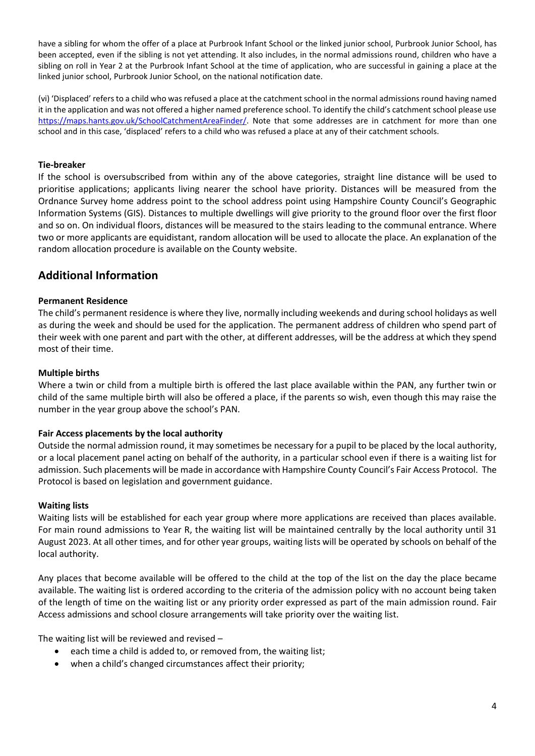have a sibling for whom the offer of a place at Purbrook Infant School or the linked junior school, Purbrook Junior School, has been accepted, even if the sibling is not yet attending. It also includes, in the normal admissions round, children who have a sibling on roll in Year 2 at the Purbrook Infant School at the time of application, who are successful in gaining a place at the linked junior school, Purbrook Junior School, on the national notification date.

(vi) 'Displaced' refers to a child who was refused a place at the catchment school in the normal admissions round having named it in the application and was not offered a higher named preference school. To identify the child's catchment school please use https://maps.hants.gov.uk/SchoolCatchmentAreaFinder/. Note that some addresses are in catchment for more than one school and in this case, 'displaced' refers to a child who was refused a place at any of their catchment schools.

**Tie-breaker**

If the school is oversubscribed from within any of the above categories, straight line distance will be used to prioritise applications; applicants living nearer the school have priority. Distances will be measured from the Ordnance Survey home address point to the school address point using Hampshire County Council's Geographic Information Systems (GIS). Distances to multiple dwellings will give priority to the ground floor over the first floor and so on. On individual floors, distances will be measured to the stairs leading to the communal entrance. Where two or more applicants are equidistant, random allocation will be used to allocate the place. An explanation of the random allocation procedure is available on the County website.

## Additional Information

**Permanent Residence**

The child's permanent residence is where they live, normally including weekends and during school holidays as well as during the week and should be used for the application. The permanent address of children who spend part of their week with one parent and part with the other, at different addresses, will be the address at which they spend most of their time.

**Multiple births**

Where a twin or child from a multiple birth is offered the last place available within the PAN, any further twin or child of the same multiple birth will also be offered a place, if the parents so wish, even though this may raise the number in the year group above the school's PAN.

**Fair Access placements by the local authority**

Outside the normal admission round, it may sometimes be necessary for a pupil to be placed by the local authority, or a local placement panel acting on behalf of the authority, in a particular school even if there is a waiting list for admission. Such placements will be made in accordance with Hampshire County Council's Fair Access Protocol. The Protocol is based on legislation and government guidance.

**Waiting lists**

Waiting lists will be established for each year group where more applications are received than places available. For main round admissions to Year R, the waiting list will be maintained centrally by the local authority until 31 August 2023. At all other times, and for other year groups, waiting lists will be operated by schools on behalf of the local authority.

Any places that become available will be offered to the child at the top of the list on the day the place became available. The waiting list is ordered according to the criteria of the admission policy with no account being taken of the length of time on the waiting list or any priority order expressed as part of the main admission round. Fair Access admissions and school closure arrangements will take priority over the waiting list.

The waiting list will be reviewed and revised –

- each time a child is added to, or removed from, the waiting list;
- when a child's changed circumstances affect their priority;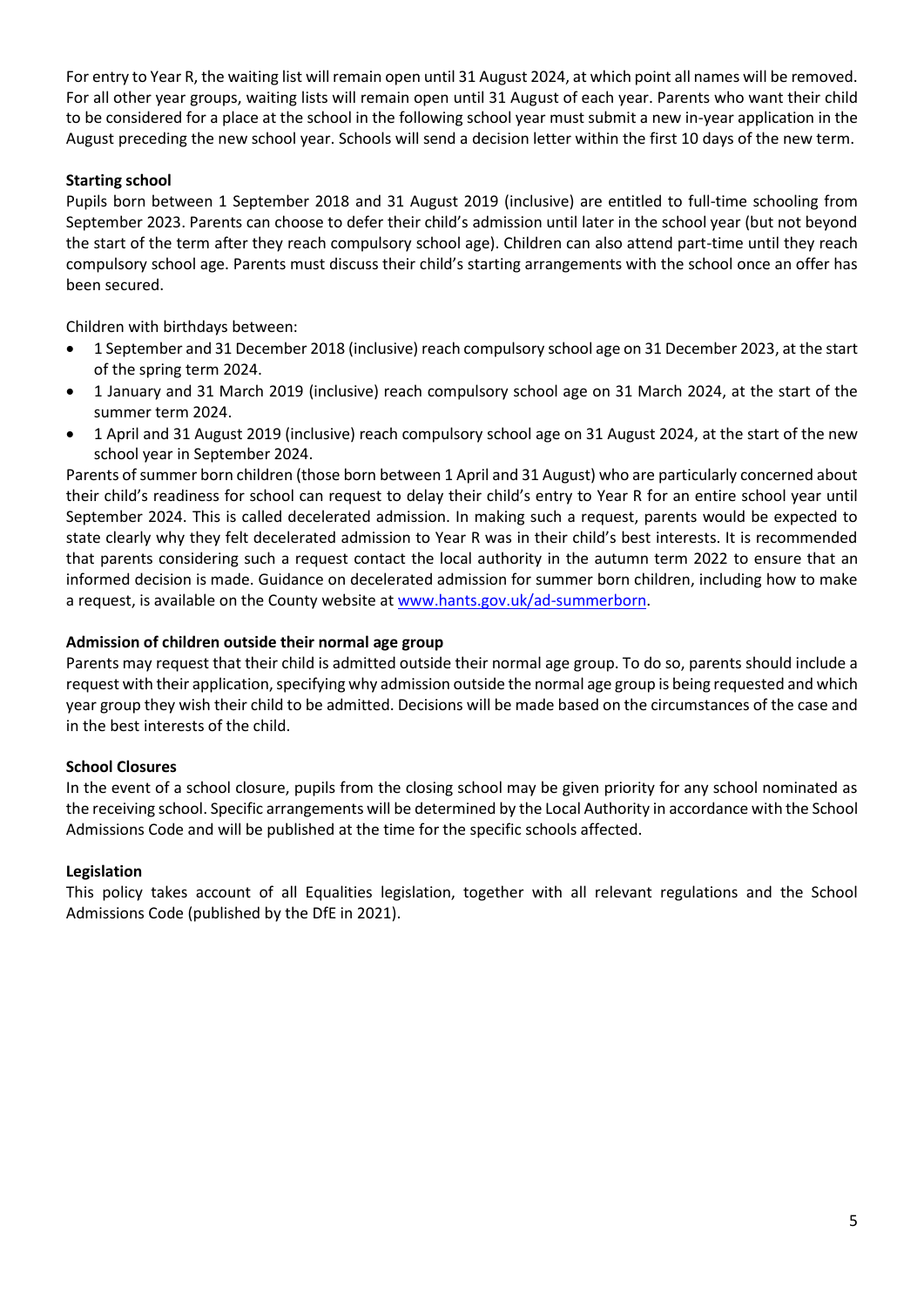For entry to Year R, the waiting list will remain open until 31 August 2024, at which point all names will be removed. For all other year groups, waiting lists will remain open until 31 August of each year. Parents who want their child to be considered for a place at the school in the following school year must submit a new in-year application in the August preceding the new school year. Schools will send a decision letter within the first 10 days of the new term.

**Starting school**

Pupils born between 1 September 2018 and 31 August 2019 (inclusive) are entitled to full-time schooling from September 2023. Parents can choose to defer their child's admission until later in the school year (but not beyond the start of the term after they reach compulsory school age). Children can also attend part-time until they reach compulsory school age. Parents must discuss their child's starting arrangements with the school once an offer has been secured.

Children with birthdays between:

- 1 September and 31 December 2018 (inclusive) reach compulsory school age on 31 December 2023, at the start of the spring term 2024.
- 1 January and 31 March 2019 (inclusive) reach compulsory school age on 31 March 2024, at the start of the summer term 2024.
- 1 April and 31 August 2019 (inclusive) reach compulsory school age on 31 August 2024, at the start of the new school year in September 2024.

Parents of summer born children (those born between 1 April and 31 August) who are particularly concerned about their child's readiness for school can request to delay their child's entry to Year R for an entire school year until September 2024. This is called decelerated admission. In making such a request, parents would be expected to state clearly why they felt decelerated admission to Year R was in their child's best interests. It is recommended that parents considering such a request contact the local authority in the autumn term 2022 to ensure that an informed decision is made. Guidance on decelerated admission for summer born children, including how to make a request, is available on the County website at www.hants.gov.uk/ad-summerborn.

**Admission of children outside their normal age group**

Parents may request that their child is admitted outside their normal age group. To do so, parents should include a request with their application, specifying why admission outside the normal age group is being requested and which year group they wish their child to be admitted. Decisions will be made based on the circumstances of the case and in the best interests of the child.

**School Closures**

In the event of a school closure, pupils from the closing school may be given priority for any school nominated as the receiving school. Specific arrangements will be determined by the Local Authority in accordance with the School Admissions Code and will be published at the time for the specific schools affected.

**Legislation**

This policy takes account of all Equalities legislation, together with all relevant regulations and the School Admissions Code (published by the DfE in 2021).